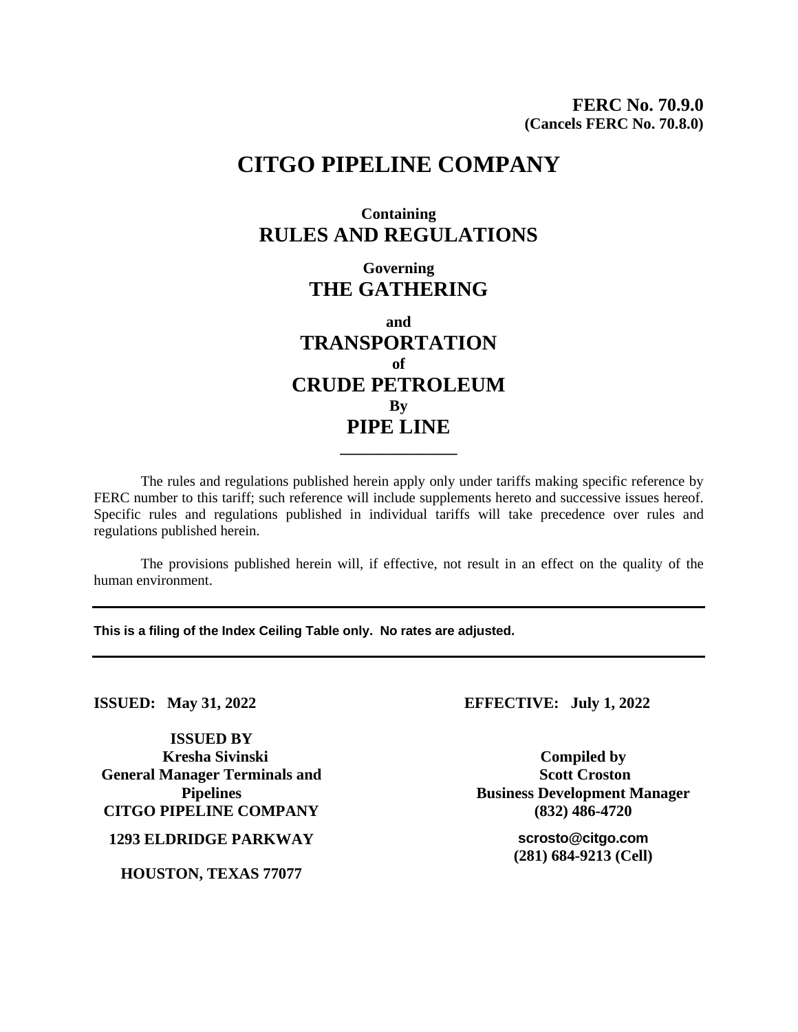**FERC No. 70.9.0**
**(Cancels FERC No. 70.8.0)**

# CITGO PIPELINE COMPANY

**Containing**
## RULES AND REGULATIONS

**Governing**
## THE GATHERING

**and**
## TRANSPORTATION
**of**
## CRUDE PETROLEUM
**By**
## PIPE LINE

---

The rules and regulations published herein apply only under tariffs making specific reference by FERC number to this tariff; such reference will include supplements hereto and successive issues hereof. Specific rules and regulations published in individual tariffs will take precedence over rules and regulations published herein.

The provisions published herein will, if effective, not result in an effect on the quality of the human environment.

---

**This is a filing of the Index Ceiling Table only. No rates are adjusted.**

---

**ISSUED: May 31, 2022**

**EFFECTIVE: July 1, 2022**

**ISSUED BY**
**Kresha Sivinski**
**General Manager Terminals and Pipelines**
**CITGO PIPELINE COMPANY**
**1293 ELDRIDGE PARKWAY**
**HOUSTON, TEXAS 77077**

**Compiled by**
**Scott Croston**
**Business Development Manager**
**(832) 486-4720**
**scrosto@citgo.com**
**(281) 684-9213 (Cell)**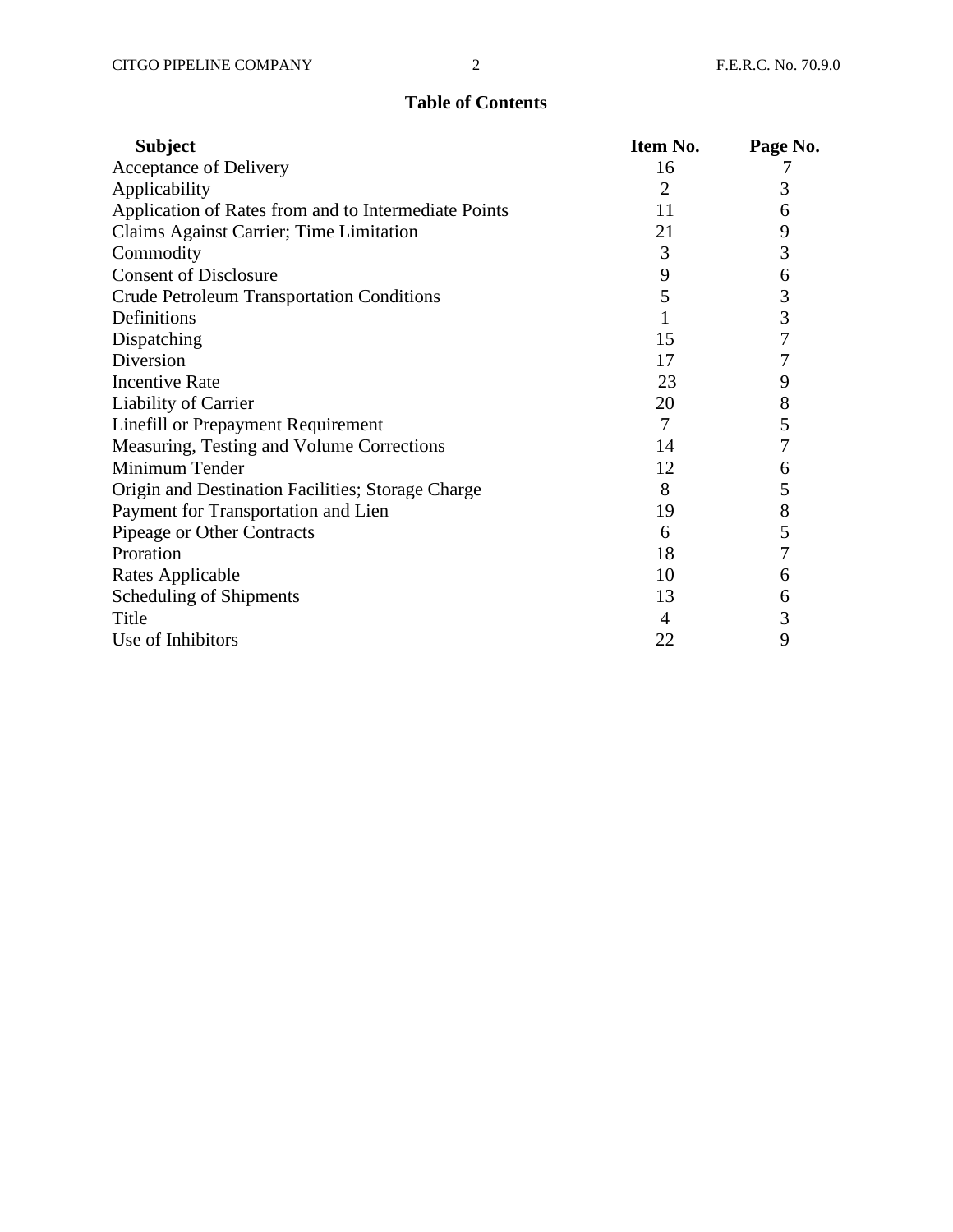# Table of Contents

| Subject | Item No. | Page No. |
|---|---|---|
| Acceptance of Delivery | 16 | 7 |
| Applicability | 2 | 3 |
| Application of Rates from and to Intermediate Points | 11 | 6 |
| Claims Against Carrier; Time Limitation | 21 | 9 |
| Commodity | 3 | 3 |
| Consent of Disclosure | 9 | 6 |
| Crude Petroleum Transportation Conditions | 5 | 3 |
| Definitions | 1 | 3 |
| Dispatching | 15 | 7 |
| Diversion | 17 | 7 |
| Incentive Rate | 23 | 9 |
| Liability of Carrier | 20 | 8 |
| Linefill or Prepayment Requirement | 7 | 5 |
| Measuring, Testing and Volume Corrections | 14 | 7 |
| Minimum Tender | 12 | 6 |
| Origin and Destination Facilities; Storage Charge | 8 | 5 |
| Payment for Transportation and Lien | 19 | 8 |
| Pipeage or Other Contracts | 6 | 5 |
| Proration | 18 | 7 |
| Rates Applicable | 10 | 6 |
| Scheduling of Shipments | 13 | 6 |
| Title | 4 | 3 |
| Use of Inhibitors | 22 | 9 |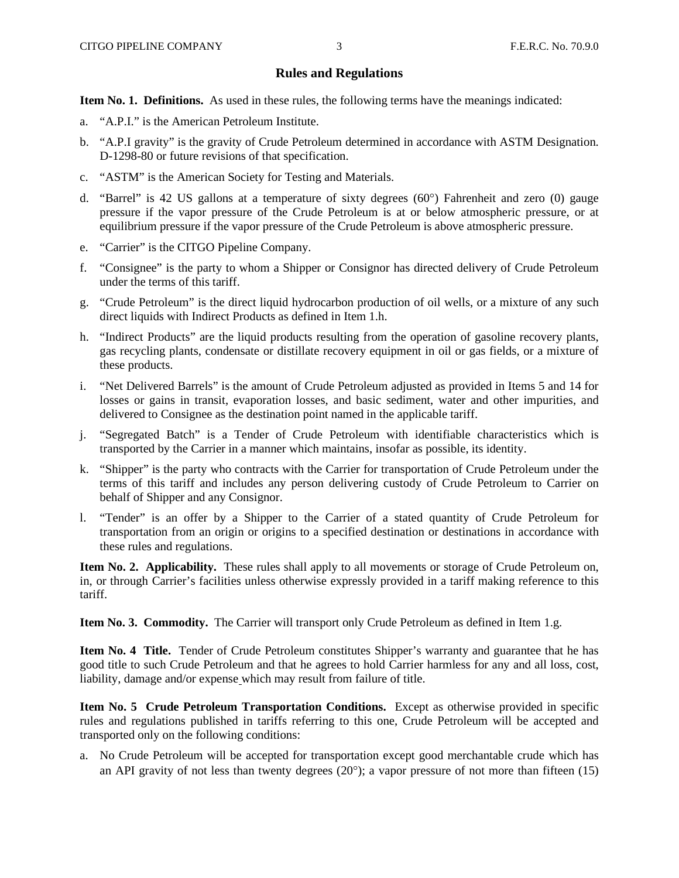## Rules and Regulations

**Item No. 1. Definitions.** As used in these rules, the following terms have the meanings indicated:

a. "A.P.I." is the American Petroleum Institute.

b. "A.P.I gravity" is the gravity of Crude Petroleum determined in accordance with ASTM Designation. D-1298-80 or future revisions of that specification.

c. "ASTM" is the American Society for Testing and Materials.

d. "Barrel" is 42 US gallons at a temperature of sixty degrees (60°) Fahrenheit and zero (0) gauge pressure if the vapor pressure of the Crude Petroleum is at or below atmospheric pressure, or at equilibrium pressure if the vapor pressure of the Crude Petroleum is above atmospheric pressure.

e. "Carrier" is the CITGO Pipeline Company.

f. "Consignee" is the party to whom a Shipper or Consignor has directed delivery of Crude Petroleum under the terms of this tariff.

g. "Crude Petroleum" is the direct liquid hydrocarbon production of oil wells, or a mixture of any such direct liquids with Indirect Products as defined in Item 1.h.

h. "Indirect Products" are the liquid products resulting from the operation of gasoline recovery plants, gas recycling plants, condensate or distillate recovery equipment in oil or gas fields, or a mixture of these products.

i. "Net Delivered Barrels" is the amount of Crude Petroleum adjusted as provided in Items 5 and 14 for losses or gains in transit, evaporation losses, and basic sediment, water and other impurities, and delivered to Consignee as the destination point named in the applicable tariff.

j. "Segregated Batch" is a Tender of Crude Petroleum with identifiable characteristics which is transported by the Carrier in a manner which maintains, insofar as possible, its identity.

k. "Shipper" is the party who contracts with the Carrier for transportation of Crude Petroleum under the terms of this tariff and includes any person delivering custody of Crude Petroleum to Carrier on behalf of Shipper and any Consignor.

l. "Tender" is an offer by a Shipper to the Carrier of a stated quantity of Crude Petroleum for transportation from an origin or origins to a specified destination or destinations in accordance with these rules and regulations.

**Item No. 2. Applicability.** These rules shall apply to all movements or storage of Crude Petroleum on, in, or through Carrier's facilities unless otherwise expressly provided in a tariff making reference to this tariff.

**Item No. 3. Commodity.** The Carrier will transport only Crude Petroleum as defined in Item 1.g.

**Item No. 4 Title.** Tender of Crude Petroleum constitutes Shipper's warranty and guarantee that he has good title to such Crude Petroleum and that he agrees to hold Carrier harmless for any and all loss, cost, liability, damage and/or expense which may result from failure of title.

**Item No. 5 Crude Petroleum Transportation Conditions.** Except as otherwise provided in specific rules and regulations published in tariffs referring to this one, Crude Petroleum will be accepted and transported only on the following conditions:

a. No Crude Petroleum will be accepted for transportation except good merchantable crude which has an API gravity of not less than twenty degrees (20°); a vapor pressure of not more than fifteen (15)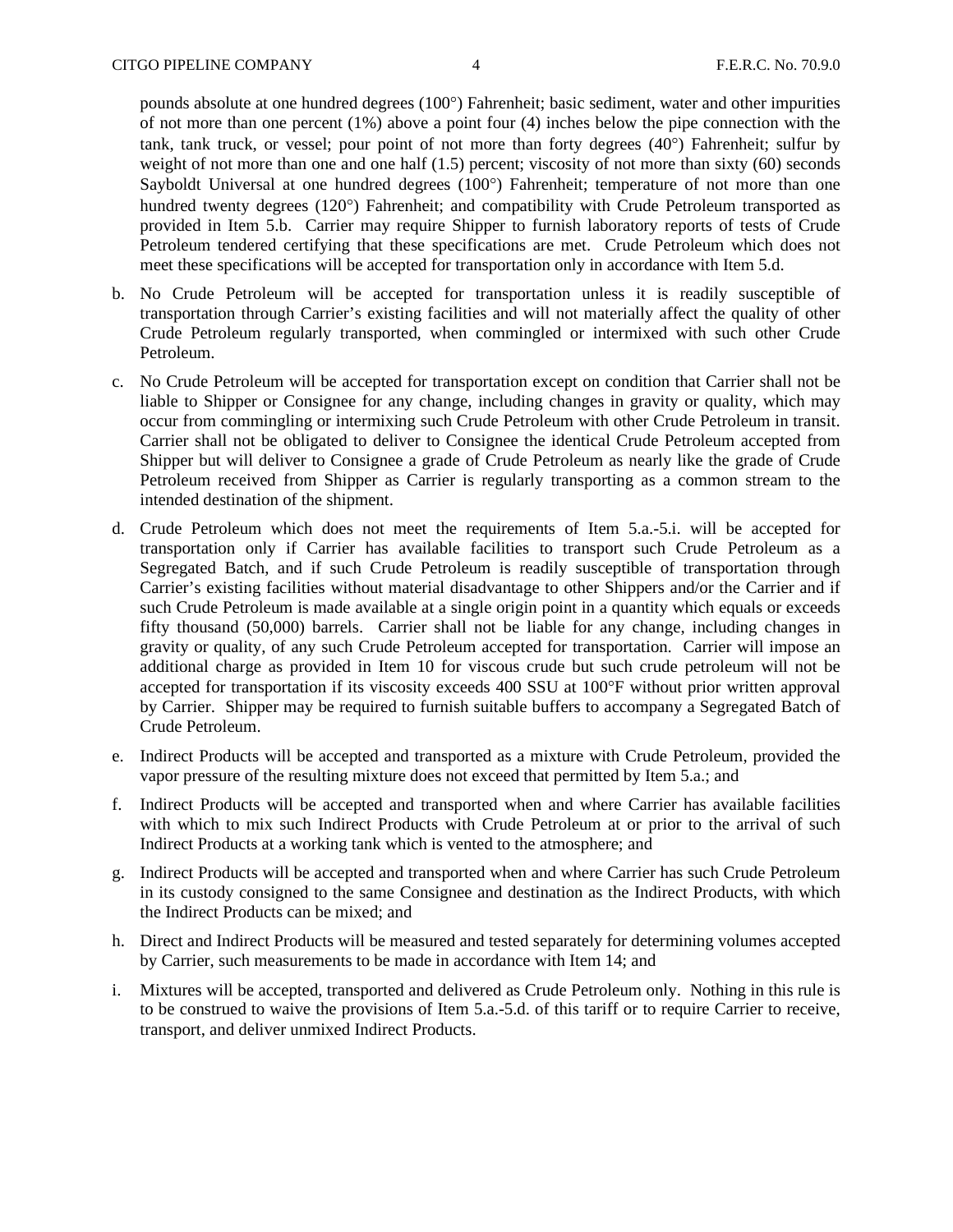pounds absolute at one hundred degrees (100°) Fahrenheit; basic sediment, water and other impurities of not more than one percent (1%) above a point four (4) inches below the pipe connection with the tank, tank truck, or vessel; pour point of not more than forty degrees (40°) Fahrenheit; sulfur by weight of not more than one and one half (1.5) percent; viscosity of not more than sixty (60) seconds Sayboldt Universal at one hundred degrees (100°) Fahrenheit; temperature of not more than one hundred twenty degrees (120°) Fahrenheit; and compatibility with Crude Petroleum transported as provided in Item 5.b. Carrier may require Shipper to furnish laboratory reports of tests of Crude Petroleum tendered certifying that these specifications are met. Crude Petroleum which does not meet these specifications will be accepted for transportation only in accordance with Item 5.d.

b. No Crude Petroleum will be accepted for transportation unless it is readily susceptible of transportation through Carrier's existing facilities and will not materially affect the quality of other Crude Petroleum regularly transported, when commingled or intermixed with such other Crude Petroleum.

c. No Crude Petroleum will be accepted for transportation except on condition that Carrier shall not be liable to Shipper or Consignee for any change, including changes in gravity or quality, which may occur from commingling or intermixing such Crude Petroleum with other Crude Petroleum in transit. Carrier shall not be obligated to deliver to Consignee the identical Crude Petroleum accepted from Shipper but will deliver to Consignee a grade of Crude Petroleum as nearly like the grade of Crude Petroleum received from Shipper as Carrier is regularly transporting as a common stream to the intended destination of the shipment.

d. Crude Petroleum which does not meet the requirements of Item 5.a.-5.i. will be accepted for transportation only if Carrier has available facilities to transport such Crude Petroleum as a Segregated Batch, and if such Crude Petroleum is readily susceptible of transportation through Carrier's existing facilities without material disadvantage to other Shippers and/or the Carrier and if such Crude Petroleum is made available at a single origin point in a quantity which equals or exceeds fifty thousand (50,000) barrels. Carrier shall not be liable for any change, including changes in gravity or quality, of any such Crude Petroleum accepted for transportation. Carrier will impose an additional charge as provided in Item 10 for viscous crude but such crude petroleum will not be accepted for transportation if its viscosity exceeds 400 SSU at 100°F without prior written approval by Carrier. Shipper may be required to furnish suitable buffers to accompany a Segregated Batch of Crude Petroleum.

e. Indirect Products will be accepted and transported as a mixture with Crude Petroleum, provided the vapor pressure of the resulting mixture does not exceed that permitted by Item 5.a.; and

f. Indirect Products will be accepted and transported when and where Carrier has available facilities with which to mix such Indirect Products with Crude Petroleum at or prior to the arrival of such Indirect Products at a working tank which is vented to the atmosphere; and

g. Indirect Products will be accepted and transported when and where Carrier has such Crude Petroleum in its custody consigned to the same Consignee and destination as the Indirect Products, with which the Indirect Products can be mixed; and

h. Direct and Indirect Products will be measured and tested separately for determining volumes accepted by Carrier, such measurements to be made in accordance with Item 14; and

i. Mixtures will be accepted, transported and delivered as Crude Petroleum only. Nothing in this rule is to be construed to waive the provisions of Item 5.a.-5.d. of this tariff or to require Carrier to receive, transport, and deliver unmixed Indirect Products.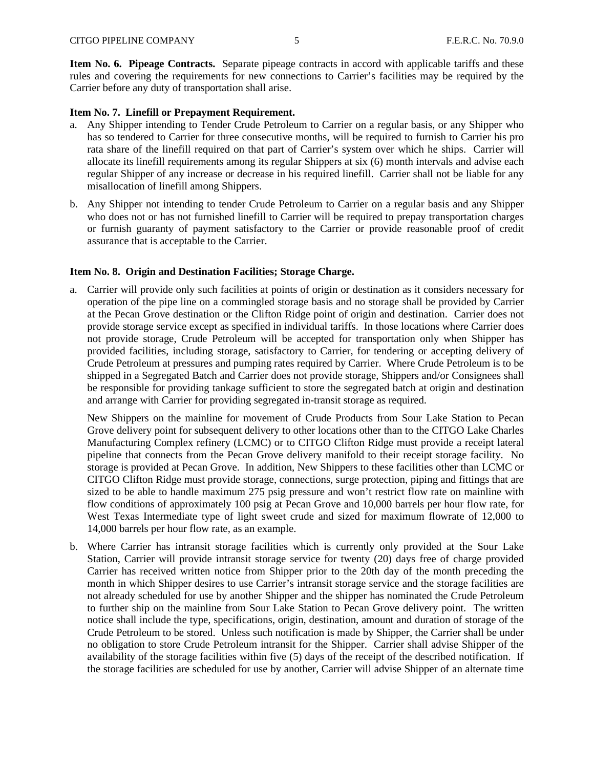**Item No. 6. Pipeage Contracts.** Separate pipeage contracts in accord with applicable tariffs and these rules and covering the requirements for new connections to Carrier's facilities may be required by the Carrier before any duty of transportation shall arise.

**Item No. 7. Linefill or Prepayment Requirement.**

a. Any Shipper intending to Tender Crude Petroleum to Carrier on a regular basis, or any Shipper who has so tendered to Carrier for three consecutive months, will be required to furnish to Carrier his pro rata share of the linefill required on that part of Carrier's system over which he ships. Carrier will allocate its linefill requirements among its regular Shippers at six (6) month intervals and advise each regular Shipper of any increase or decrease in his required linefill. Carrier shall not be liable for any misallocation of linefill among Shippers.

b. Any Shipper not intending to tender Crude Petroleum to Carrier on a regular basis and any Shipper who does not or has not furnished linefill to Carrier will be required to prepay transportation charges or furnish guaranty of payment satisfactory to the Carrier or provide reasonable proof of credit assurance that is acceptable to the Carrier.

**Item No. 8. Origin and Destination Facilities; Storage Charge.**

a. Carrier will provide only such facilities at points of origin or destination as it considers necessary for operation of the pipe line on a commingled storage basis and no storage shall be provided by Carrier at the Pecan Grove destination or the Clifton Ridge point of origin and destination. Carrier does not provide storage service except as specified in individual tariffs. In those locations where Carrier does not provide storage, Crude Petroleum will be accepted for transportation only when Shipper has provided facilities, including storage, satisfactory to Carrier, for tendering or accepting delivery of Crude Petroleum at pressures and pumping rates required by Carrier. Where Crude Petroleum is to be shipped in a Segregated Batch and Carrier does not provide storage, Shippers and/or Consignees shall be responsible for providing tankage sufficient to store the segregated batch at origin and destination and arrange with Carrier for providing segregated in-transit storage as required.

   New Shippers on the mainline for movement of Crude Products from Sour Lake Station to Pecan Grove delivery point for subsequent delivery to other locations other than to the CITGO Lake Charles Manufacturing Complex refinery (LCMC) or to CITGO Clifton Ridge must provide a receipt lateral pipeline that connects from the Pecan Grove delivery manifold to their receipt storage facility. No storage is provided at Pecan Grove. In addition, New Shippers to these facilities other than LCMC or CITGO Clifton Ridge must provide storage, connections, surge protection, piping and fittings that are sized to be able to handle maximum 275 psig pressure and won't restrict flow rate on mainline with flow conditions of approximately 100 psig at Pecan Grove and 10,000 barrels per hour flow rate, for West Texas Intermediate type of light sweet crude and sized for maximum flowrate of 12,000 to 14,000 barrels per hour flow rate, as an example.

b. Where Carrier has intransit storage facilities which is currently only provided at the Sour Lake Station, Carrier will provide intransit storage service for twenty (20) days free of charge provided Carrier has received written notice from Shipper prior to the 20th day of the month preceding the month in which Shipper desires to use Carrier's intransit storage service and the storage facilities are not already scheduled for use by another Shipper and the shipper has nominated the Crude Petroleum to further ship on the mainline from Sour Lake Station to Pecan Grove delivery point. The written notice shall include the type, specifications, origin, destination, amount and duration of storage of the Crude Petroleum to be stored. Unless such notification is made by Shipper, the Carrier shall be under no obligation to store Crude Petroleum intransit for the Shipper. Carrier shall advise Shipper of the availability of the storage facilities within five (5) days of the receipt of the described notification. If the storage facilities are scheduled for use by another, Carrier will advise Shipper of an alternate time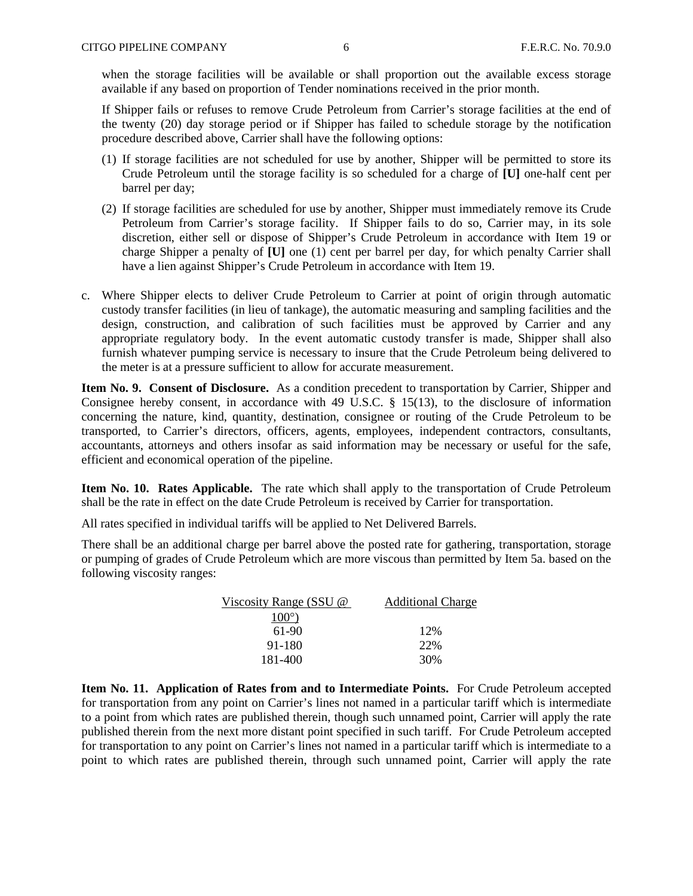when the storage facilities will be available or shall proportion out the available excess storage available if any based on proportion of Tender nominations received in the prior month.

If Shipper fails or refuses to remove Crude Petroleum from Carrier's storage facilities at the end of the twenty (20) day storage period or if Shipper has failed to schedule storage by the notification procedure described above, Carrier shall have the following options:

(1) If storage facilities are not scheduled for use by another, Shipper will be permitted to store its Crude Petroleum until the storage facility is so scheduled for a charge of **[U]** one-half cent per barrel per day;

(2) If storage facilities are scheduled for use by another, Shipper must immediately remove its Crude Petroleum from Carrier's storage facility. If Shipper fails to do so, Carrier may, in its sole discretion, either sell or dispose of Shipper's Crude Petroleum in accordance with Item 19 or charge Shipper a penalty of **[U]** one (1) cent per barrel per day, for which penalty Carrier shall have a lien against Shipper's Crude Petroleum in accordance with Item 19.

c. Where Shipper elects to deliver Crude Petroleum to Carrier at point of origin through automatic custody transfer facilities (in lieu of tankage), the automatic measuring and sampling facilities and the design, construction, and calibration of such facilities must be approved by Carrier and any appropriate regulatory body. In the event automatic custody transfer is made, Shipper shall also furnish whatever pumping service is necessary to insure that the Crude Petroleum being delivered to the meter is at a pressure sufficient to allow for accurate measurement.

**Item No. 9. Consent of Disclosure.** As a condition precedent to transportation by Carrier, Shipper and Consignee hereby consent, in accordance with 49 U.S.C. § 15(13), to the disclosure of information concerning the nature, kind, quantity, destination, consignee or routing of the Crude Petroleum to be transported, to Carrier's directors, officers, agents, employees, independent contractors, consultants, accountants, attorneys and others insofar as said information may be necessary or useful for the safe, efficient and economical operation of the pipeline.

**Item No. 10. Rates Applicable.** The rate which shall apply to the transportation of Crude Petroleum shall be the rate in effect on the date Crude Petroleum is received by Carrier for transportation.

All rates specified in individual tariffs will be applied to Net Delivered Barrels.

There shall be an additional charge per barrel above the posted rate for gathering, transportation, storage or pumping of grades of Crude Petroleum which are more viscous than permitted by Item 5a. based on the following viscosity ranges:

| Viscosity Range (SSU @ 100°) | Additional Charge |
|---|---|
| 61-90 | 12% |
| 91-180 | 22% |
| 181-400 | 30% |

**Item No. 11. Application of Rates from and to Intermediate Points.** For Crude Petroleum accepted for transportation from any point on Carrier's lines not named in a particular tariff which is intermediate to a point from which rates are published therein, though such unnamed point, Carrier will apply the rate published therein from the next more distant point specified in such tariff. For Crude Petroleum accepted for transportation to any point on Carrier's lines not named in a particular tariff which is intermediate to a point to which rates are published therein, through such unnamed point, Carrier will apply the rate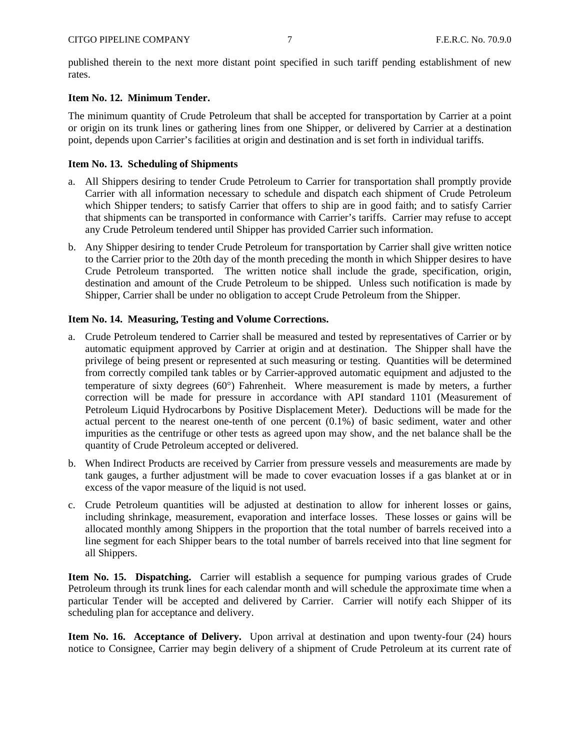published therein to the next more distant point specified in such tariff pending establishment of new rates.

**Item No. 12. Minimum Tender.**

The minimum quantity of Crude Petroleum that shall be accepted for transportation by Carrier at a point or origin on its trunk lines or gathering lines from one Shipper, or delivered by Carrier at a destination point, depends upon Carrier's facilities at origin and destination and is set forth in individual tariffs.

**Item No. 13. Scheduling of Shipments**

a. All Shippers desiring to tender Crude Petroleum to Carrier for transportation shall promptly provide Carrier with all information necessary to schedule and dispatch each shipment of Crude Petroleum which Shipper tenders; to satisfy Carrier that offers to ship are in good faith; and to satisfy Carrier that shipments can be transported in conformance with Carrier's tariffs. Carrier may refuse to accept any Crude Petroleum tendered until Shipper has provided Carrier such information.

b. Any Shipper desiring to tender Crude Petroleum for transportation by Carrier shall give written notice to the Carrier prior to the 20th day of the month preceding the month in which Shipper desires to have Crude Petroleum transported. The written notice shall include the grade, specification, origin, destination and amount of the Crude Petroleum to be shipped. Unless such notification is made by Shipper, Carrier shall be under no obligation to accept Crude Petroleum from the Shipper.

**Item No. 14. Measuring, Testing and Volume Corrections.**

a. Crude Petroleum tendered to Carrier shall be measured and tested by representatives of Carrier or by automatic equipment approved by Carrier at origin and at destination. The Shipper shall have the privilege of being present or represented at such measuring or testing. Quantities will be determined from correctly compiled tank tables or by Carrier-approved automatic equipment and adjusted to the temperature of sixty degrees (60°) Fahrenheit. Where measurement is made by meters, a further correction will be made for pressure in accordance with API standard 1101 (Measurement of Petroleum Liquid Hydrocarbons by Positive Displacement Meter). Deductions will be made for the actual percent to the nearest one-tenth of one percent (0.1%) of basic sediment, water and other impurities as the centrifuge or other tests as agreed upon may show, and the net balance shall be the quantity of Crude Petroleum accepted or delivered.

b. When Indirect Products are received by Carrier from pressure vessels and measurements are made by tank gauges, a further adjustment will be made to cover evacuation losses if a gas blanket at or in excess of the vapor measure of the liquid is not used.

c. Crude Petroleum quantities will be adjusted at destination to allow for inherent losses or gains, including shrinkage, measurement, evaporation and interface losses. These losses or gains will be allocated monthly among Shippers in the proportion that the total number of barrels received into a line segment for each Shipper bears to the total number of barrels received into that line segment for all Shippers.

**Item No. 15. Dispatching.** Carrier will establish a sequence for pumping various grades of Crude Petroleum through its trunk lines for each calendar month and will schedule the approximate time when a particular Tender will be accepted and delivered by Carrier. Carrier will notify each Shipper of its scheduling plan for acceptance and delivery.

**Item No. 16. Acceptance of Delivery.** Upon arrival at destination and upon twenty-four (24) hours notice to Consignee, Carrier may begin delivery of a shipment of Crude Petroleum at its current rate of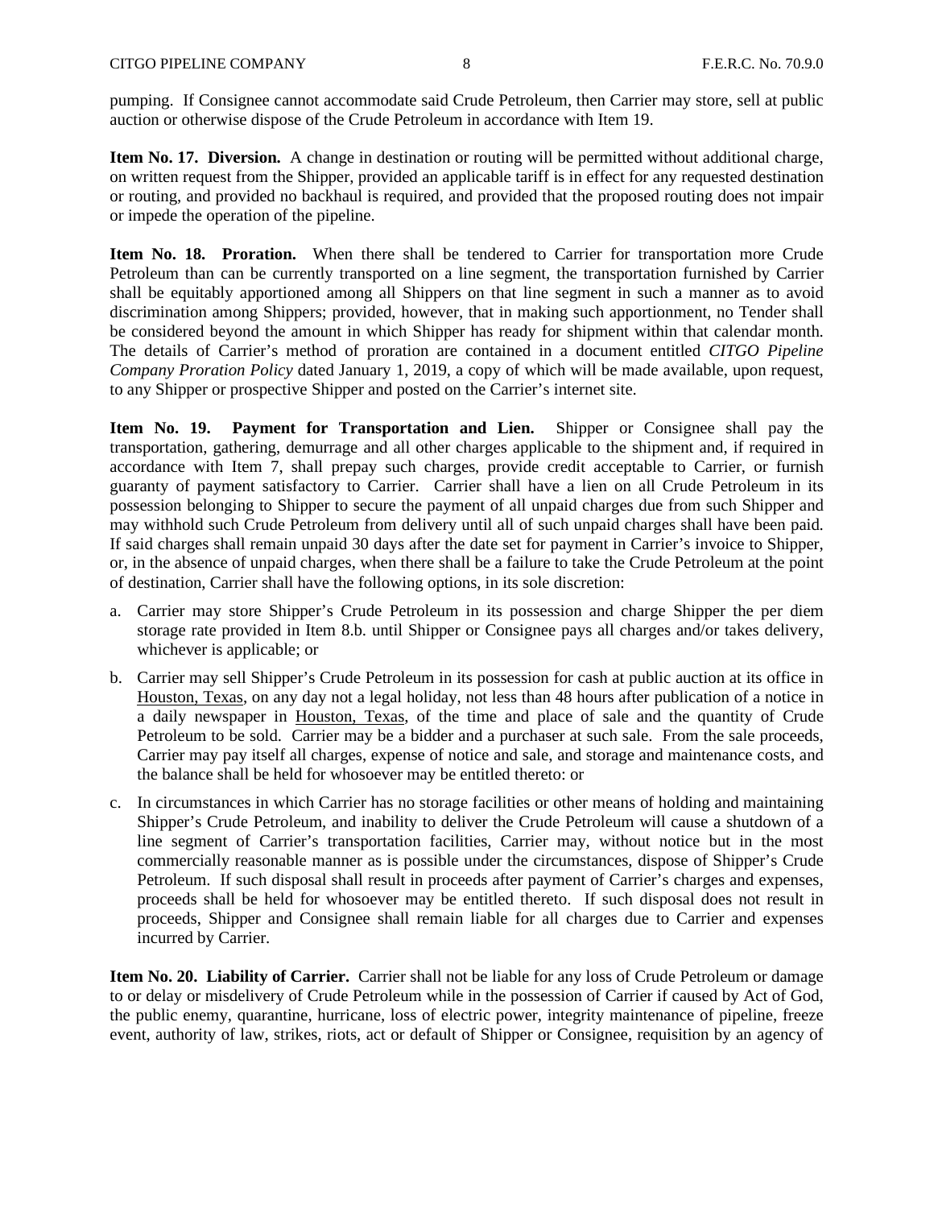pumping. If Consignee cannot accommodate said Crude Petroleum, then Carrier may store, sell at public auction or otherwise dispose of the Crude Petroleum in accordance with Item 19.

**Item No. 17. Diversion.** A change in destination or routing will be permitted without additional charge, on written request from the Shipper, provided an applicable tariff is in effect for any requested destination or routing, and provided no backhaul is required, and provided that the proposed routing does not impair or impede the operation of the pipeline.

**Item No. 18. Proration.** When there shall be tendered to Carrier for transportation more Crude Petroleum than can be currently transported on a line segment, the transportation furnished by Carrier shall be equitably apportioned among all Shippers on that line segment in such a manner as to avoid discrimination among Shippers; provided, however, that in making such apportionment, no Tender shall be considered beyond the amount in which Shipper has ready for shipment within that calendar month. The details of Carrier's method of proration are contained in a document entitled *CITGO Pipeline Company Proration Policy* dated January 1, 2019, a copy of which will be made available, upon request, to any Shipper or prospective Shipper and posted on the Carrier's internet site.

**Item No. 19. Payment for Transportation and Lien.** Shipper or Consignee shall pay the transportation, gathering, demurrage and all other charges applicable to the shipment and, if required in accordance with Item 7, shall prepay such charges, provide credit acceptable to Carrier, or furnish guaranty of payment satisfactory to Carrier. Carrier shall have a lien on all Crude Petroleum in its possession belonging to Shipper to secure the payment of all unpaid charges due from such Shipper and may withhold such Crude Petroleum from delivery until all of such unpaid charges shall have been paid. If said charges shall remain unpaid 30 days after the date set for payment in Carrier's invoice to Shipper, or, in the absence of unpaid charges, when there shall be a failure to take the Crude Petroleum at the point of destination, Carrier shall have the following options, in its sole discretion:

a. Carrier may store Shipper's Crude Petroleum in its possession and charge Shipper the per diem storage rate provided in Item 8.b. until Shipper or Consignee pays all charges and/or takes delivery, whichever is applicable; or

b. Carrier may sell Shipper's Crude Petroleum in its possession for cash at public auction at its office in Houston, Texas, on any day not a legal holiday, not less than 48 hours after publication of a notice in a daily newspaper in Houston, Texas, of the time and place of sale and the quantity of Crude Petroleum to be sold. Carrier may be a bidder and a purchaser at such sale. From the sale proceeds, Carrier may pay itself all charges, expense of notice and sale, and storage and maintenance costs, and the balance shall be held for whosoever may be entitled thereto: or

c. In circumstances in which Carrier has no storage facilities or other means of holding and maintaining Shipper's Crude Petroleum, and inability to deliver the Crude Petroleum will cause a shutdown of a line segment of Carrier's transportation facilities, Carrier may, without notice but in the most commercially reasonable manner as is possible under the circumstances, dispose of Shipper's Crude Petroleum. If such disposal shall result in proceeds after payment of Carrier's charges and expenses, proceeds shall be held for whosoever may be entitled thereto. If such disposal does not result in proceeds, Shipper and Consignee shall remain liable for all charges due to Carrier and expenses incurred by Carrier.

**Item No. 20. Liability of Carrier.** Carrier shall not be liable for any loss of Crude Petroleum or damage to or delay or misdelivery of Crude Petroleum while in the possession of Carrier if caused by Act of God, the public enemy, quarantine, hurricane, loss of electric power, integrity maintenance of pipeline, freeze event, authority of law, strikes, riots, act or default of Shipper or Consignee, requisition by an agency of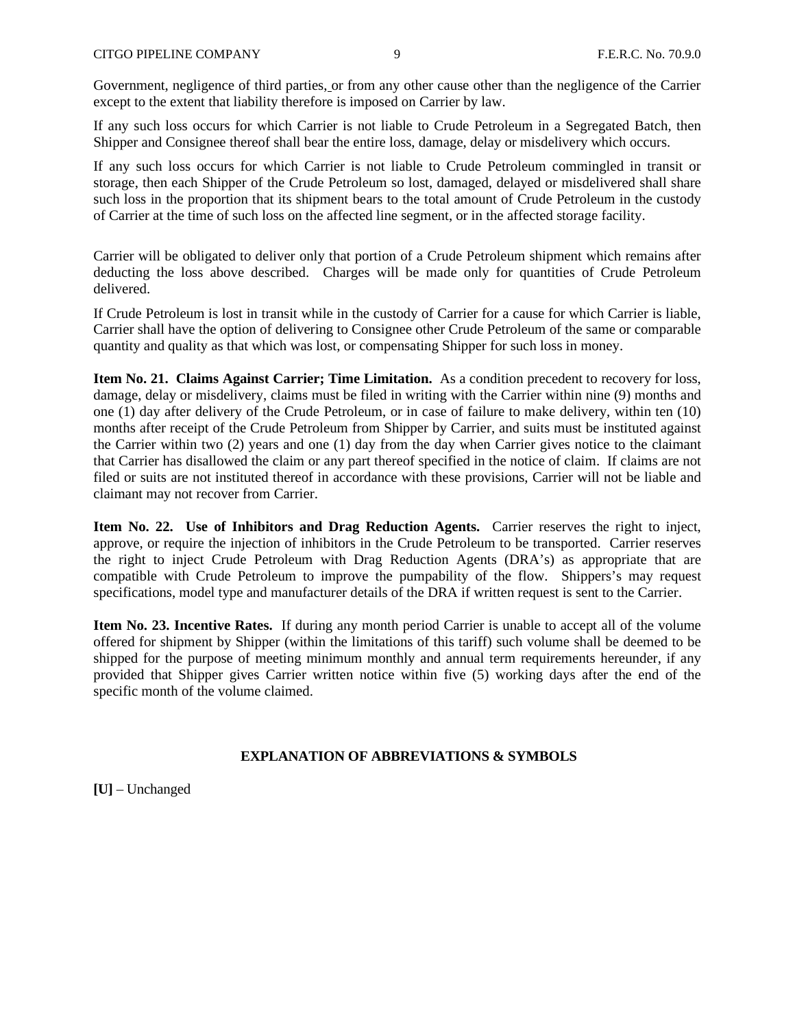Government, negligence of third parties, or from any other cause other than the negligence of the Carrier except to the extent that liability therefore is imposed on Carrier by law.

If any such loss occurs for which Carrier is not liable to Crude Petroleum in a Segregated Batch, then Shipper and Consignee thereof shall bear the entire loss, damage, delay or misdelivery which occurs.

If any such loss occurs for which Carrier is not liable to Crude Petroleum commingled in transit or storage, then each Shipper of the Crude Petroleum so lost, damaged, delayed or misdelivered shall share such loss in the proportion that its shipment bears to the total amount of Crude Petroleum in the custody of Carrier at the time of such loss on the affected line segment, or in the affected storage facility.

Carrier will be obligated to deliver only that portion of a Crude Petroleum shipment which remains after deducting the loss above described. Charges will be made only for quantities of Crude Petroleum delivered.

If Crude Petroleum is lost in transit while in the custody of Carrier for a cause for which Carrier is liable, Carrier shall have the option of delivering to Consignee other Crude Petroleum of the same or comparable quantity and quality as that which was lost, or compensating Shipper for such loss in money.

**Item No. 21. Claims Against Carrier; Time Limitation.** As a condition precedent to recovery for loss, damage, delay or misdelivery, claims must be filed in writing with the Carrier within nine (9) months and one (1) day after delivery of the Crude Petroleum, or in case of failure to make delivery, within ten (10) months after receipt of the Crude Petroleum from Shipper by Carrier, and suits must be instituted against the Carrier within two (2) years and one (1) day from the day when Carrier gives notice to the claimant that Carrier has disallowed the claim or any part thereof specified in the notice of claim. If claims are not filed or suits are not instituted thereof in accordance with these provisions, Carrier will not be liable and claimant may not recover from Carrier.

**Item No. 22. Use of Inhibitors and Drag Reduction Agents.** Carrier reserves the right to inject, approve, or require the injection of inhibitors in the Crude Petroleum to be transported. Carrier reserves the right to inject Crude Petroleum with Drag Reduction Agents (DRA's) as appropriate that are compatible with Crude Petroleum to improve the pumpability of the flow. Shippers's may request specifications, model type and manufacturer details of the DRA if written request is sent to the Carrier.

**Item No. 23. Incentive Rates.** If during any month period Carrier is unable to accept all of the volume offered for shipment by Shipper (within the limitations of this tariff) such volume shall be deemed to be shipped for the purpose of meeting minimum monthly and annual term requirements hereunder, if any provided that Shipper gives Carrier written notice within five (5) working days after the end of the specific month of the volume claimed.

## EXPLANATION OF ABBREVIATIONS & SYMBOLS

**[U]** – Unchanged